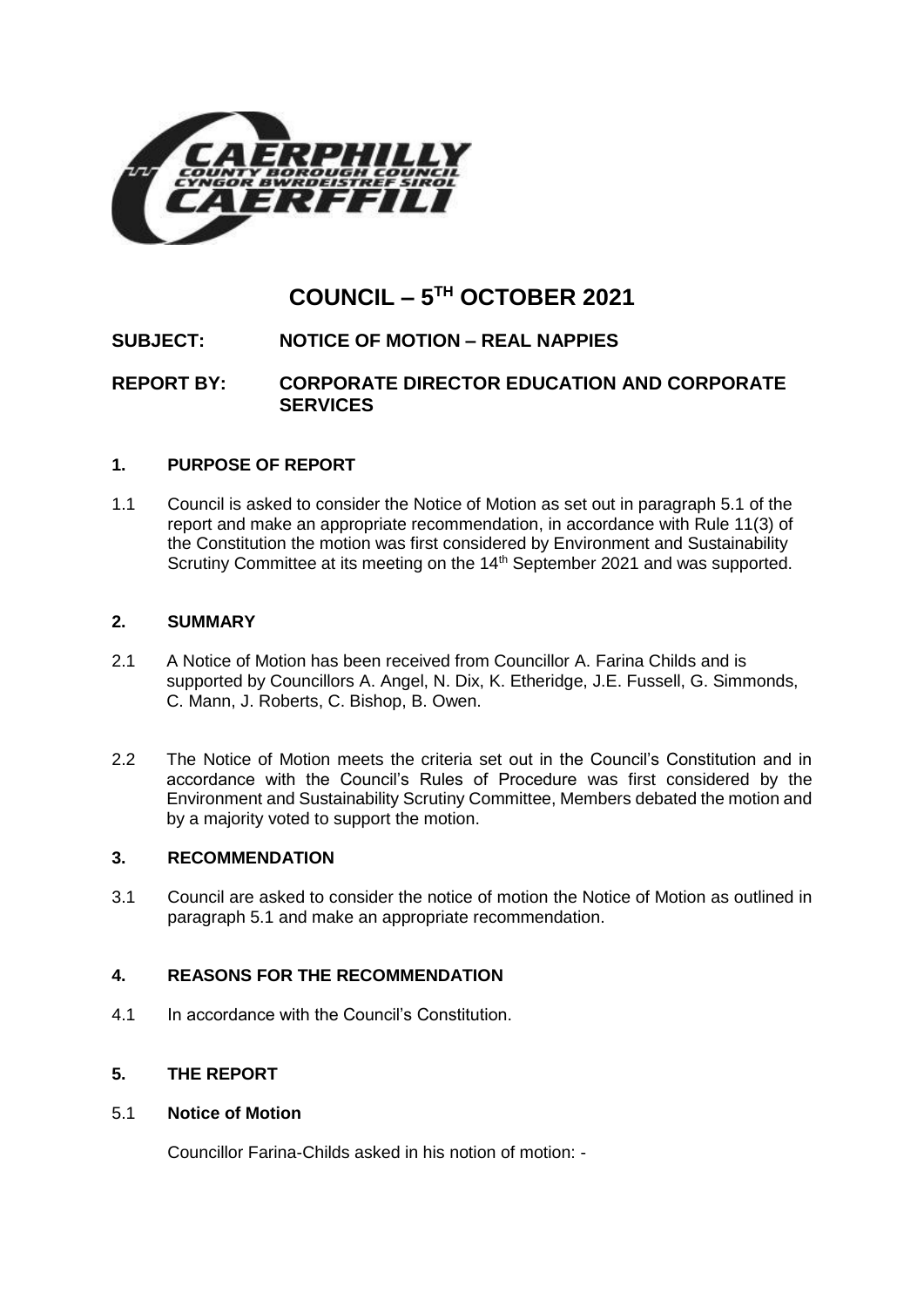# COUNCIL – 5TH OCTOBER 2021

**SUBJECT: NOTICE OF MOTION – REAL NAPPIES**

**REPORT BY: CORPORATE DIRECTOR EDUCATION AND CORPORATE SERVICES**

## 1. PURPOSE OF REPORT

1.1 Council is asked to consider the Notice of Motion as set out in paragraph 5.1 of the report and make an appropriate recommendation, in accordance with Rule 11(3) of the Constitution the motion was first considered by Environment and Sustainability Scrutiny Committee at its meeting on the 14th September 2021 and was supported.

## 2. SUMMARY

2.1 A Notice of Motion has been received from Councillor A. Farina Childs and is supported by Councillors A. Angel, N. Dix, K. Etheridge, J.E. Fussell, G. Simmonds, C. Mann, J. Roberts, C. Bishop, B. Owen.

2.2 The Notice of Motion meets the criteria set out in the Council's Constitution and in accordance with the Council's Rules of Procedure was first considered by the Environment and Sustainability Scrutiny Committee, Members debated the motion and by a majority voted to support the motion.

## 3. RECOMMENDATION

3.1 Council are asked to consider the notice of motion the Notice of Motion as outlined in paragraph 5.1 and make an appropriate recommendation.

## 4. REASONS FOR THE RECOMMENDATION

4.1 In accordance with the Council's Constitution.

## 5. THE REPORT

5.1 **Notice of Motion**

Councillor Farina-Childs asked in his notion of motion: -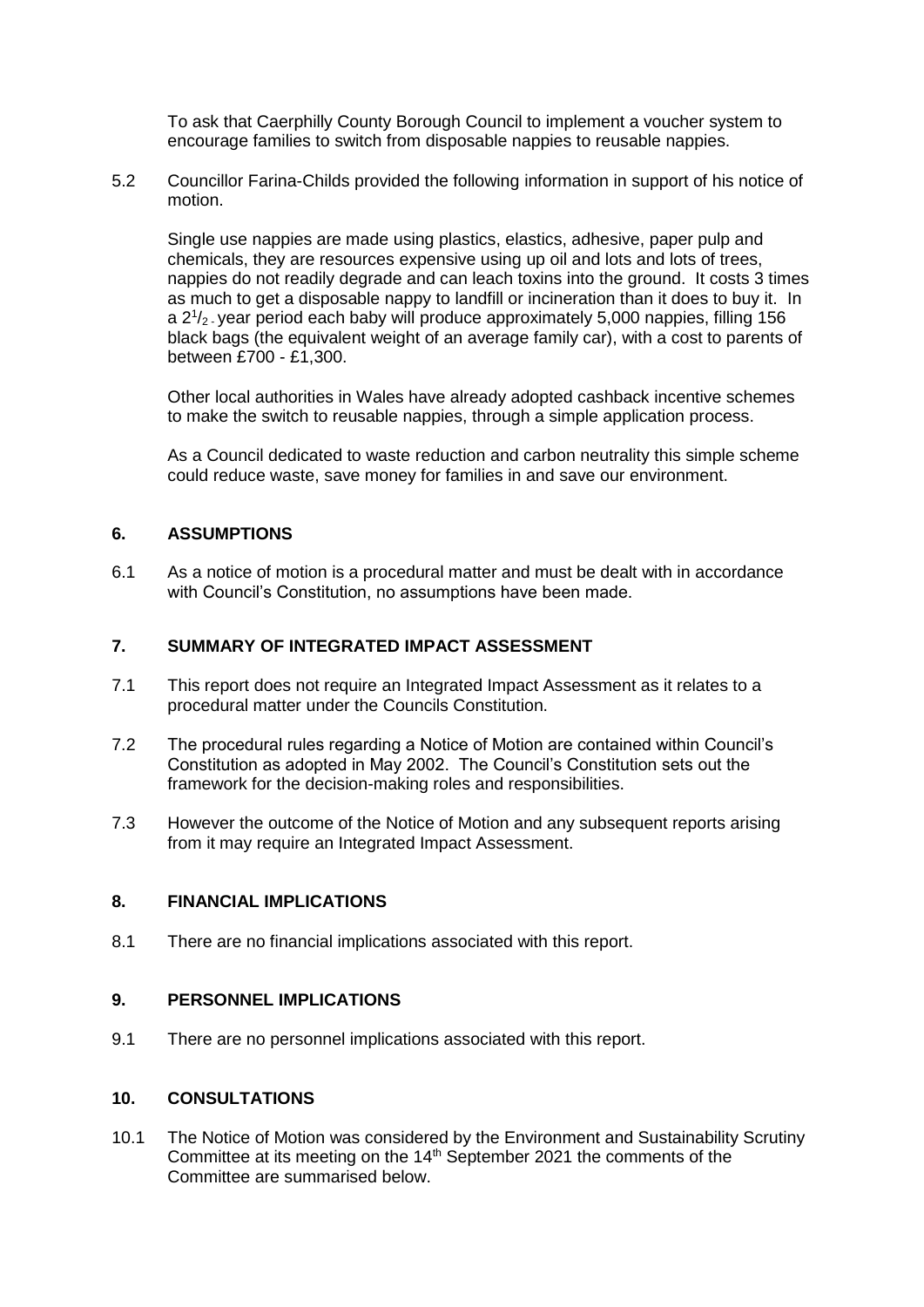To ask that Caerphilly County Borough Council to implement a voucher system to encourage families to switch from disposable nappies to reusable nappies.

5.2 Councillor Farina-Childs provided the following information in support of his notice of motion.

Single use nappies are made using plastics, elastics, adhesive, paper pulp and chemicals, they are resources expensive using up oil and lots and lots of trees, nappies do not readily degrade and can leach toxins into the ground. It costs 3 times as much to get a disposable nappy to landfill or incineration than it does to buy it. In a $2^{1}/_{2}$ - year period each baby will produce approximately 5,000 nappies, filling 156 black bags (the equivalent weight of an average family car), with a cost to parents of between £700 - £1,300.

Other local authorities in Wales have already adopted cashback incentive schemes to make the switch to reusable nappies, through a simple application process.

As a Council dedicated to waste reduction and carbon neutrality this simple scheme could reduce waste, save money for families in and save our environment.

## 6. ASSUMPTIONS

6.1 As a notice of motion is a procedural matter and must be dealt with in accordance with Council's Constitution, no assumptions have been made.

## 7. SUMMARY OF INTEGRATED IMPACT ASSESSMENT

7.1 This report does not require an Integrated Impact Assessment as it relates to a procedural matter under the Councils Constitution.

7.2 The procedural rules regarding a Notice of Motion are contained within Council's Constitution as adopted in May 2002. The Council's Constitution sets out the framework for the decision-making roles and responsibilities.

7.3 However the outcome of the Notice of Motion and any subsequent reports arising from it may require an Integrated Impact Assessment.

## 8. FINANCIAL IMPLICATIONS

8.1 There are no financial implications associated with this report.

## 9. PERSONNEL IMPLICATIONS

9.1 There are no personnel implications associated with this report.

## 10. CONSULTATIONS

10.1 The Notice of Motion was considered by the Environment and Sustainability Scrutiny Committee at its meeting on the 14th September 2021 the comments of the Committee are summarised below.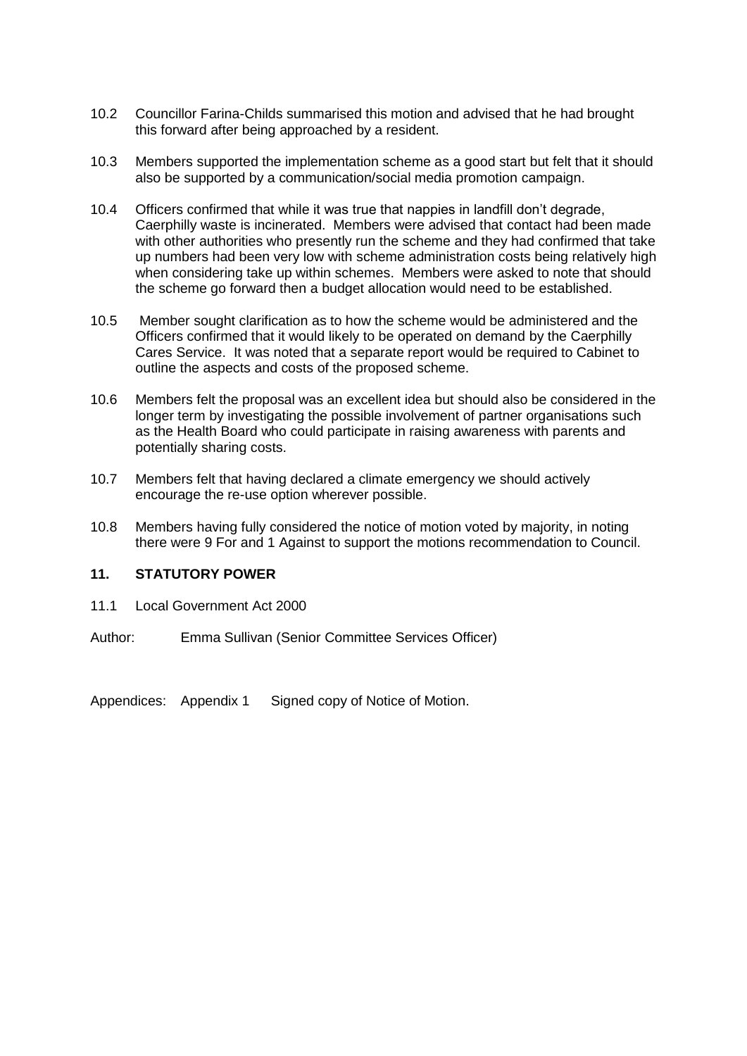10.2 Councillor Farina-Childs summarised this motion and advised that he had brought this forward after being approached by a resident.

10.3 Members supported the implementation scheme as a good start but felt that it should also be supported by a communication/social media promotion campaign.

10.4 Officers confirmed that while it was true that nappies in landfill don't degrade, Caerphilly waste is incinerated. Members were advised that contact had been made with other authorities who presently run the scheme and they had confirmed that take up numbers had been very low with scheme administration costs being relatively high when considering take up within schemes. Members were asked to note that should the scheme go forward then a budget allocation would need to be established.

10.5 Member sought clarification as to how the scheme would be administered and the Officers confirmed that it would likely to be operated on demand by the Caerphilly Cares Service. It was noted that a separate report would be required to Cabinet to outline the aspects and costs of the proposed scheme.

10.6 Members felt the proposal was an excellent idea but should also be considered in the longer term by investigating the possible involvement of partner organisations such as the Health Board who could participate in raising awareness with parents and potentially sharing costs.

10.7 Members felt that having declared a climate emergency we should actively encourage the re-use option wherever possible.

10.8 Members having fully considered the notice of motion voted by majority, in noting there were 9 For and 1 Against to support the motions recommendation to Council.

## 11. STATUTORY POWER

11.1 Local Government Act 2000

Author: Emma Sullivan (Senior Committee Services Officer)

Appendices: Appendix 1 Signed copy of Notice of Motion.